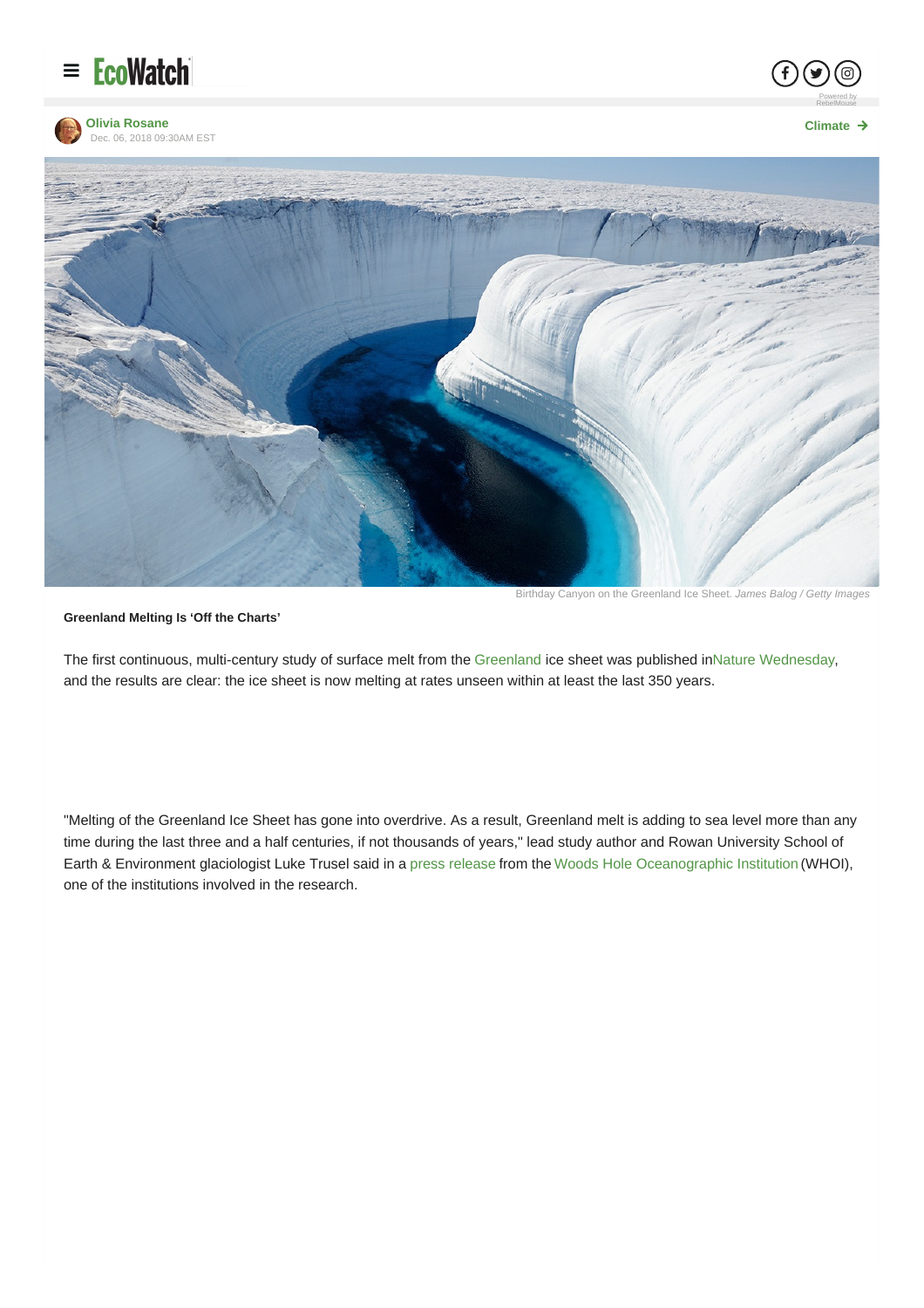Olivia Rosane
Dec. 06, 2018 09:30AM EST

Climate

Birthday Canyon on the Greenland Ice Sheet. *James Balog / Getty Images*

**Greenland Melting Is 'Off the Charts'**

The first continuous, multi-century study of surface melt from the Greenland ice sheet was published inNature Wednesday, and the results are clear: the ice sheet is now melting at rates unseen within at least the last 350 years.

"Melting of the Greenland Ice Sheet has gone into overdrive. As a result, Greenland melt is adding to sea level more than any time during the last three and a half centuries, if not thousands of years," lead study author and Rowan University School of Earth & Environment glaciologist Luke Trusel said in a press release from the Woods Hole Oceanographic Institution (WHOI), one of the institutions involved in the research.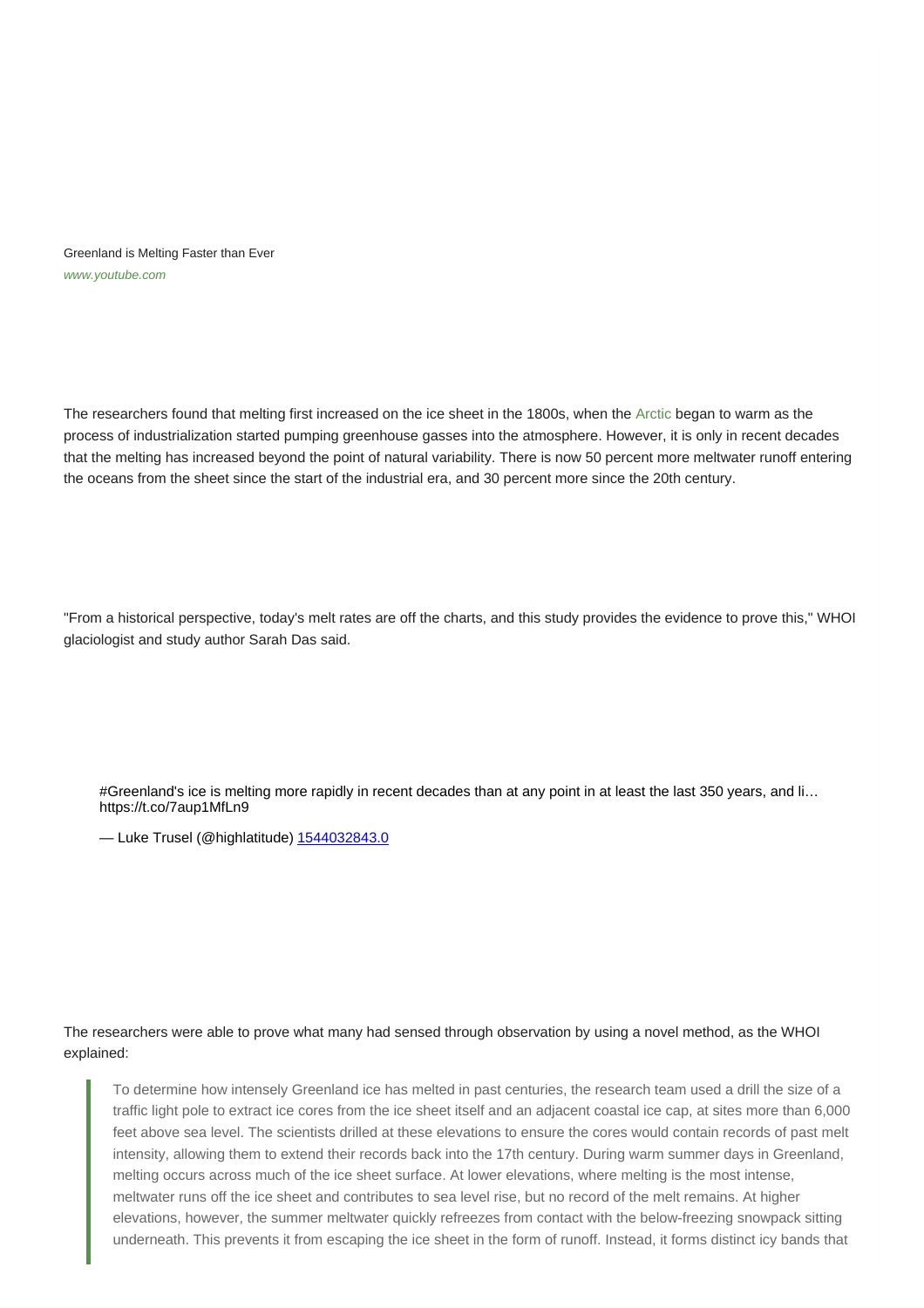Greenland is Melting Faster than Ever
*www.youtube.com*

The researchers found that melting first increased on the ice sheet in the 1800s, when the Arctic began to warm as the process of industrialization started pumping greenhouse gasses into the atmosphere. However, it is only in recent decades that the melting has increased beyond the point of natural variability. There is now 50 percent more meltwater runoff entering the oceans from the sheet since the start of the industrial era, and 30 percent more since the 20th century.

"From a historical perspective, today's melt rates are off the charts, and this study provides the evidence to prove this," WHOI glaciologist and study author Sarah Das said.

> #Greenland's ice is melting more rapidly in recent decades than at any point in at least the last 350 years, and li… https://t.co/7aup1MfLn9
>
> — Luke Trusel (@highlatitude) 1544032843.0

The researchers were able to prove what many had sensed through observation by using a novel method, as the WHOI explained:

> To determine how intensely Greenland ice has melted in past centuries, the research team used a drill the size of a traffic light pole to extract ice cores from the ice sheet itself and an adjacent coastal ice cap, at sites more than 6,000 feet above sea level. The scientists drilled at these elevations to ensure the cores would contain records of past melt intensity, allowing them to extend their records back into the 17th century. During warm summer days in Greenland, melting occurs across much of the ice sheet surface. At lower elevations, where melting is the most intense, meltwater runs off the ice sheet and contributes to sea level rise, but no record of the melt remains. At higher elevations, however, the summer meltwater quickly refreezes from contact with the below-freezing snowpack sitting underneath. This prevents it from escaping the ice sheet in the form of runoff. Instead, it forms distinct icy bands that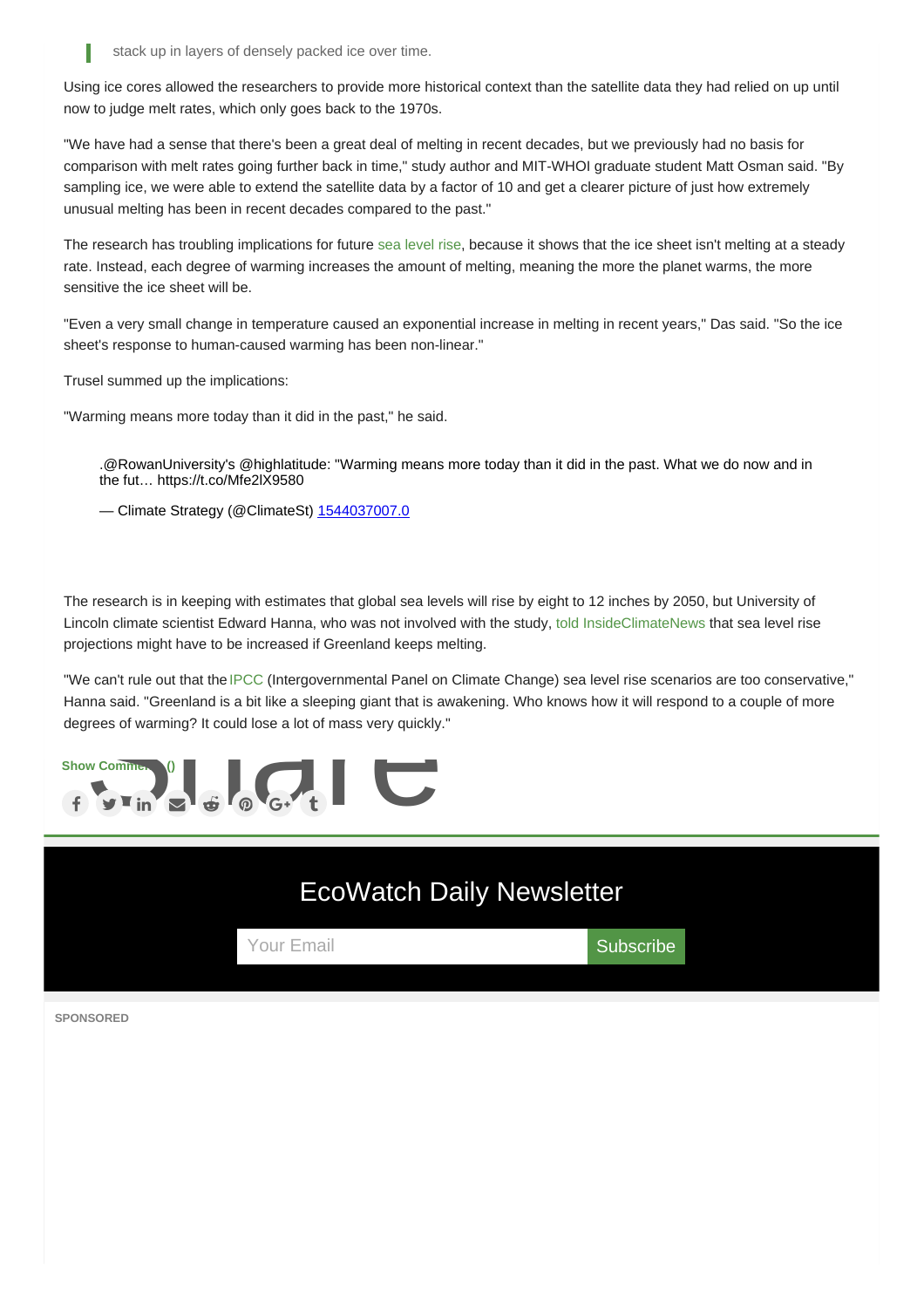> stack up in layers of densely packed ice over time.

Using ice cores allowed the researchers to provide more historical context than the satellite data they had relied on up until now to judge melt rates, which only goes back to the 1970s.

"We have had a sense that there's been a great deal of melting in recent decades, but we previously had no basis for comparison with melt rates going further back in time," study author and MIT-WHOI graduate student Matt Osman said. "By sampling ice, we were able to extend the satellite data by a factor of 10 and get a clearer picture of just how extremely unusual melting has been in recent decades compared to the past."

The research has troubling implications for future sea level rise, because it shows that the ice sheet isn't melting at a steady rate. Instead, each degree of warming increases the amount of melting, meaning the more the planet warms, the more sensitive the ice sheet will be.

"Even a very small change in temperature caused an exponential increase in melting in recent years," Das said. "So the ice sheet's response to human-caused warming has been non-linear."

Trusel summed up the implications:

"Warming means more today than it did in the past," he said.

> .@RowanUniversity's @highlatitude: "Warming means more today than it did in the past. What we do now and in the fut… https://t.co/Mfe2lX9580
>
> — Climate Strategy (@ClimateSt) 1544037007.0

The research is in keeping with estimates that global sea levels will rise by eight to 12 inches by 2050, but University of Lincoln climate scientist Edward Hanna, who was not involved with the study, told InsideClimateNews that sea level rise projections might have to be increased if Greenland keeps melting.

"We can't rule out that the IPCC (Intergovernmental Panel on Climate Change) sea level rise scenarios are too conservative," Hanna said. "Greenland is a bit like a sleeping giant that is awakening. Who knows how it will respond to a couple of more degrees of warming? It could lose a lot of mass very quickly."

Show Comments ()

## EcoWatch Daily Newsletter

Your Email | Subscribe

SPONSORED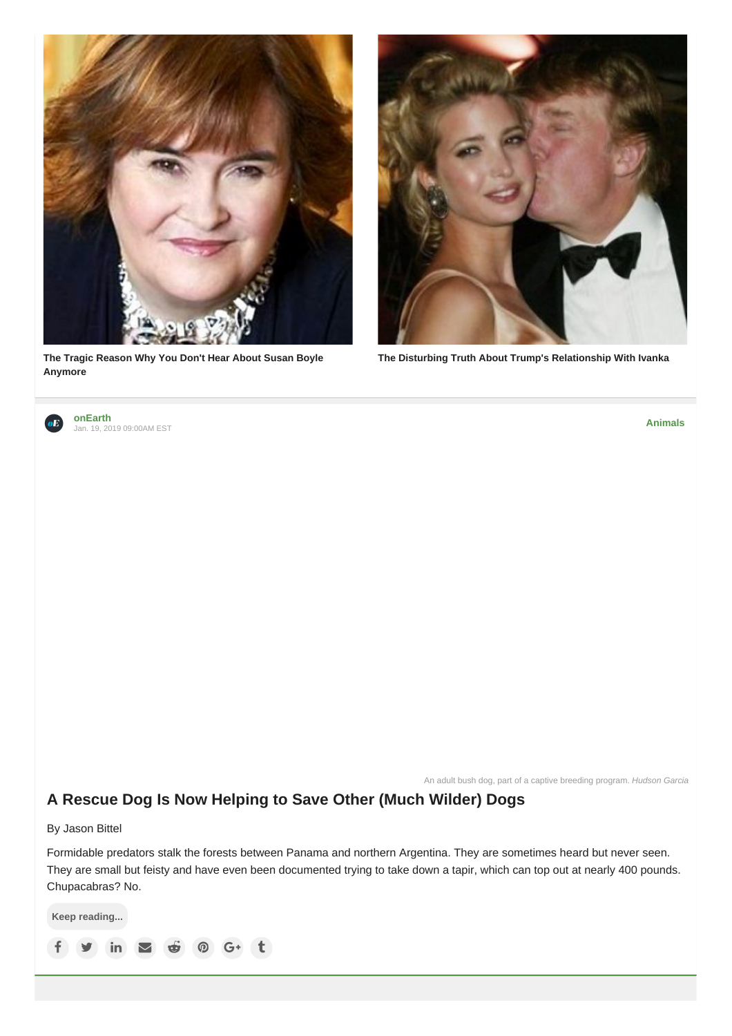**The Tragic Reason Why You Don't Hear About Susan Boyle Anymore**

**The Disturbing Truth About Trump's Relationship With Ivanka**

**onEarth**
Jan. 19, 2019 09:00AM EST

**Animals**

An adult bush dog, part of a captive breeding program. *Hudson Garcia*

## A Rescue Dog Is Now Helping to Save Other (Much Wilder) Dogs

By Jason Bittel

Formidable predators stalk the forests between Panama and northern Argentina. They are sometimes heard but never seen. They are small but feisty and have even been documented trying to take down a tapir, which can top out at nearly 400 pounds. Chupacabras? No.

**Keep reading...**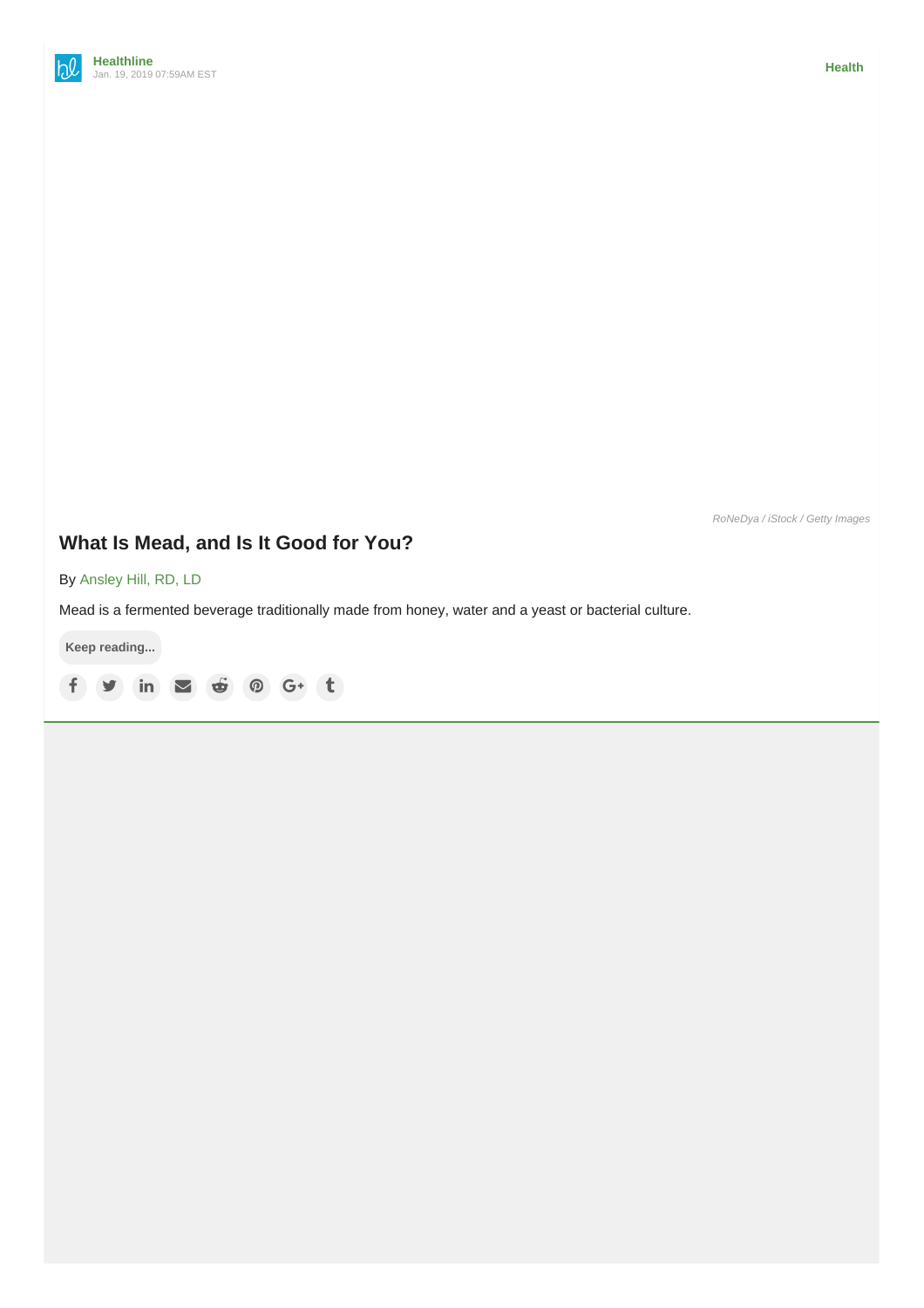Healthline
Jan. 19, 2019 07:59AM EST

Health

RoNeDya / iStock / Getty Images

## What Is Mead, and Is It Good for You?

By Ansley Hill, RD, LD

Mead is a fermented beverage traditionally made from honey, water and a yeast or bacterial culture.

Keep reading...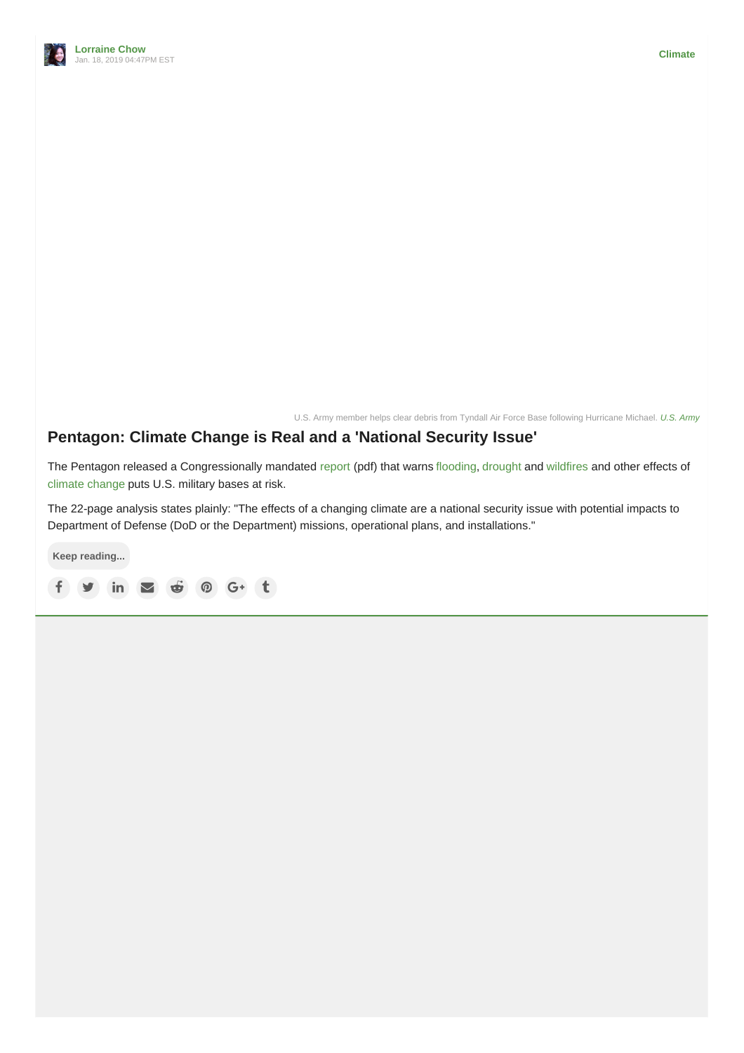Lorraine Chow
Jan. 18, 2019 04:47PM EST

Climate

U.S. Army member helps clear debris from Tyndall Air Force Base following Hurricane Michael. *U.S. Army*

## Pentagon: Climate Change is Real and a 'National Security Issue'

The Pentagon released a Congressionally mandated report (pdf) that warns flooding, drought and wildfires and other effects of climate change puts U.S. military bases at risk.

The 22-page analysis states plainly: "The effects of a changing climate are a national security issue with potential impacts to Department of Defense (DoD or the Department) missions, operational plans, and installations."

Keep reading...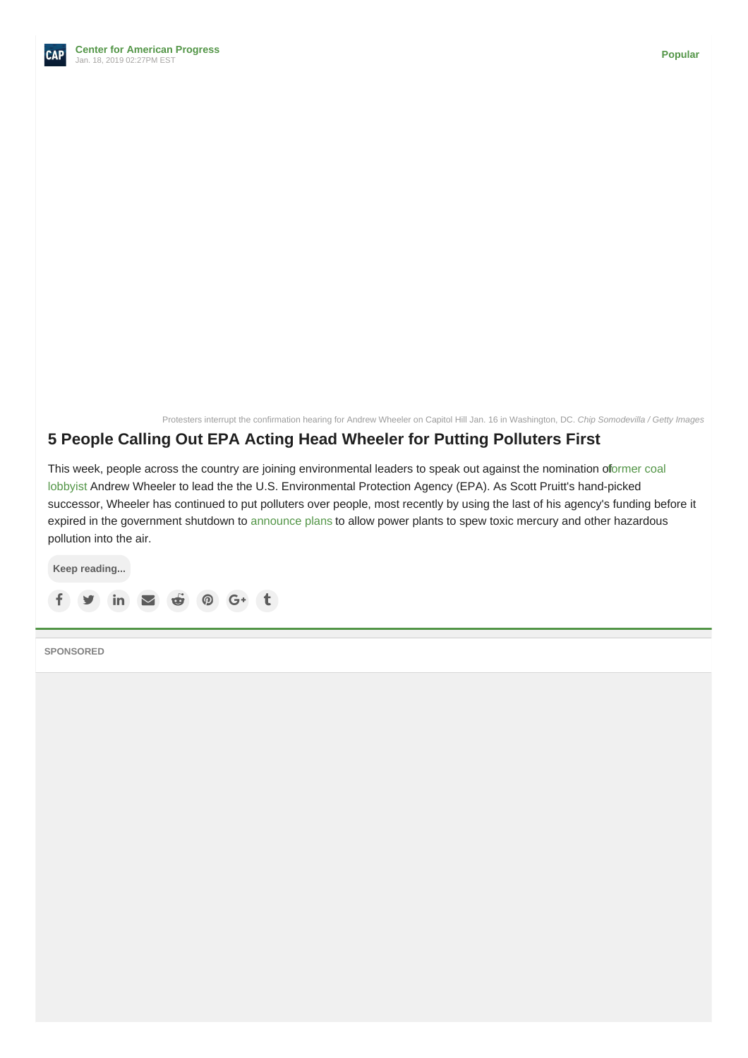**Center for American Progress**
Jan. 18, 2019 02:27PM EST

Popular

Protesters interrupt the confirmation hearing for Andrew Wheeler on Capitol Hill Jan. 16 in Washington, DC. *Chip Somodevilla / Getty Images*

## 5 People Calling Out EPA Acting Head Wheeler for Putting Polluters First

This week, people across the country are joining environmental leaders to speak out against the nomination of former coal lobbyist Andrew Wheeler to lead the the U.S. Environmental Protection Agency (EPA). As Scott Pruitt's hand-picked successor, Wheeler has continued to put polluters over people, most recently by using the last of his agency's funding before it expired in the government shutdown to announce plans to allow power plants to spew toxic mercury and other hazardous pollution into the air.

Keep reading...

SPONSORED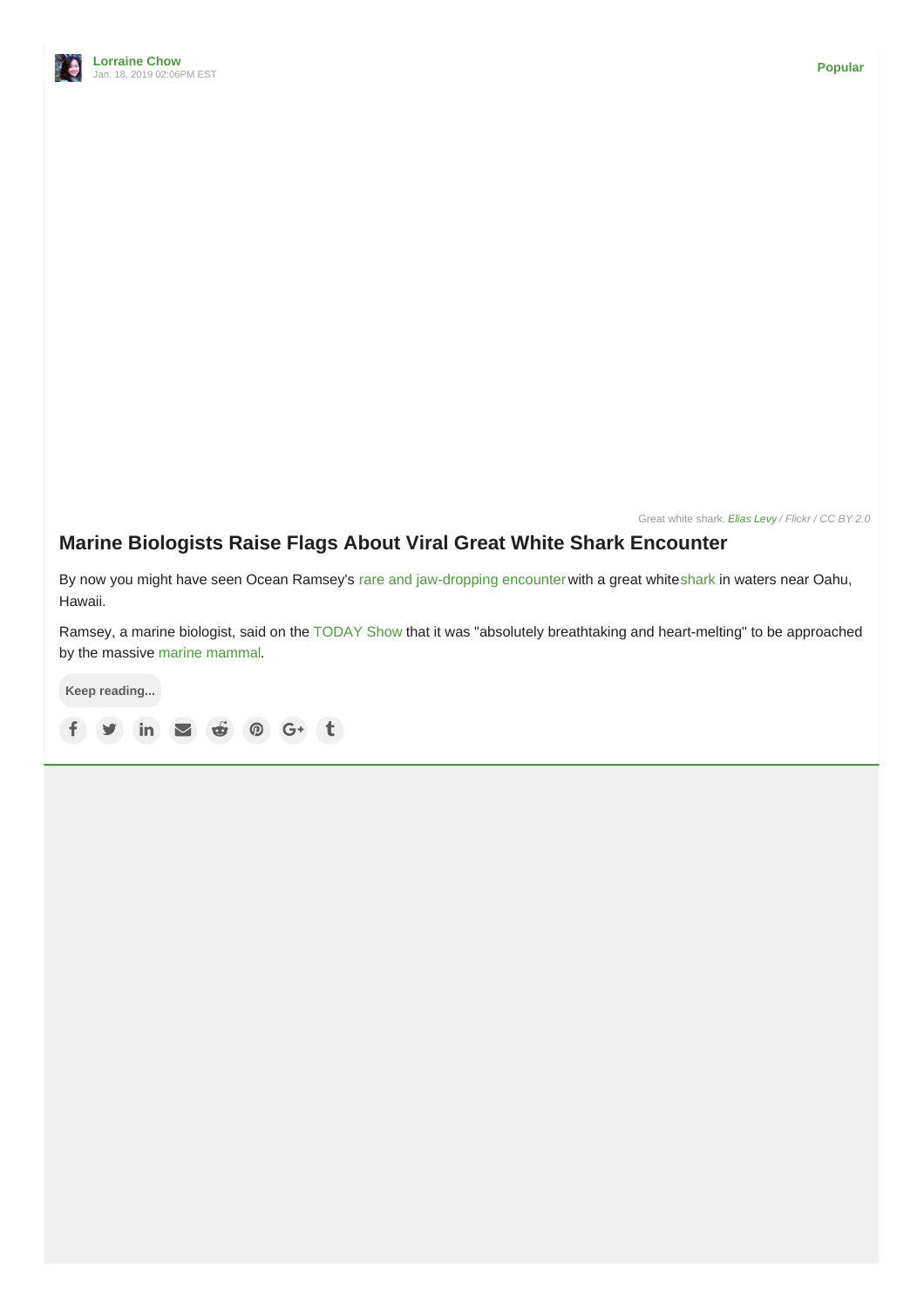Lorraine Chow
Jan. 18, 2019 02:06PM EST

Popular

Great white shark. *Elias Levy / Flickr / CC BY 2.0*

## Marine Biologists Raise Flags About Viral Great White Shark Encounter

By now you might have seen Ocean Ramsey's rare and jaw-dropping encounter with a great white shark in waters near Oahu, Hawaii.

Ramsey, a marine biologist, said on the TODAY Show that it was "absolutely breathtaking and heart-melting" to be approached by the massive marine mammal.

Keep reading...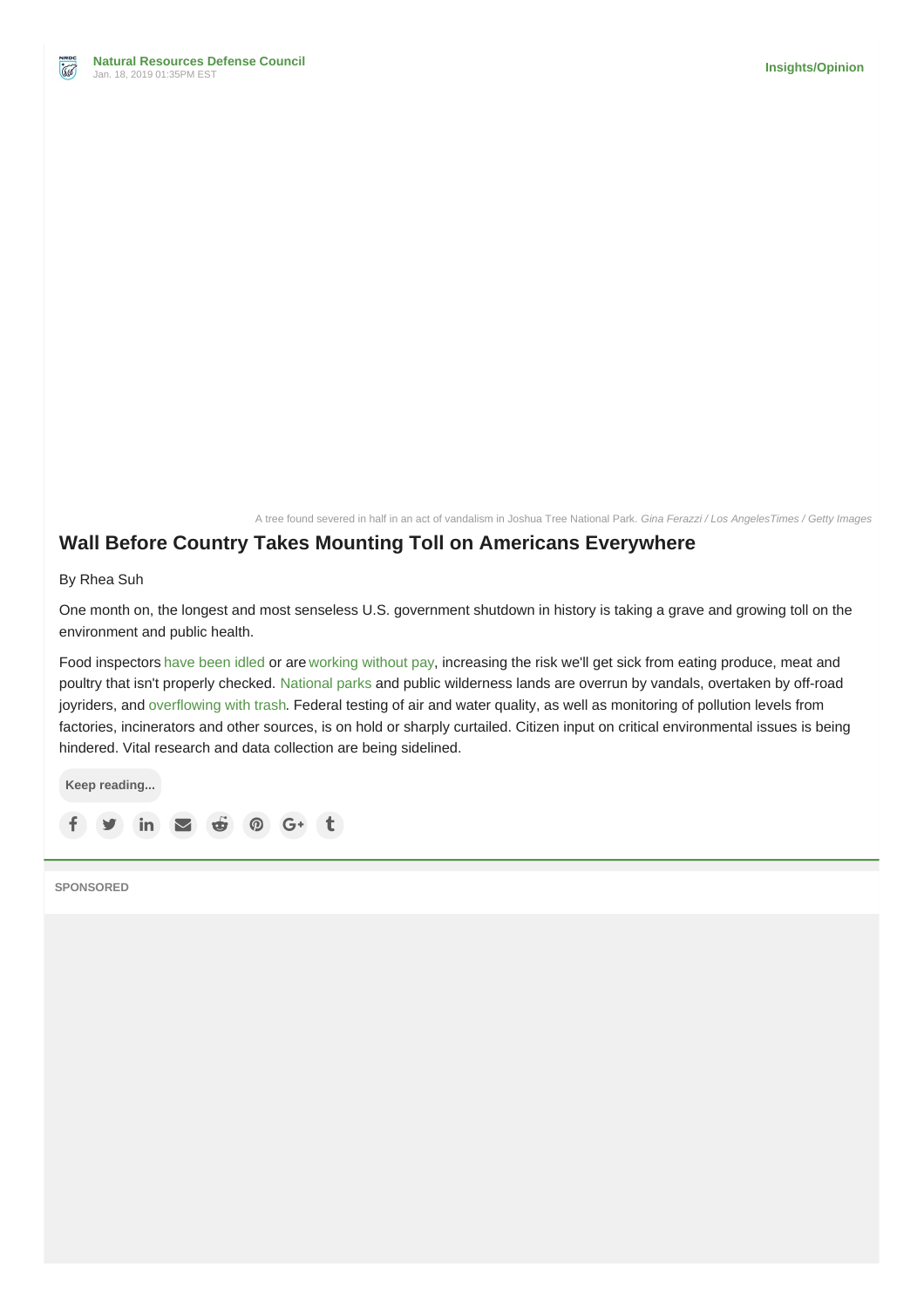**Natural Resources Defense Council**
Jan. 18, 2019 01:35PM EST

Insights/Opinion

A tree found severed in half in an act of vandalism in Joshua Tree National Park. *Gina Ferazzi / Los AngelesTimes / Getty Images*

## Wall Before Country Takes Mounting Toll on Americans Everywhere

By Rhea Suh

One month on, the longest and most senseless U.S. government shutdown in history is taking a grave and growing toll on the environment and public health.

Food inspectors have been idled or are working without pay, increasing the risk we'll get sick from eating produce, meat and poultry that isn't properly checked. National parks and public wilderness lands are overrun by vandals, overtaken by off-road joyriders, and overflowing with trash. Federal testing of air and water quality, as well as monitoring of pollution levels from factories, incinerators and other sources, is on hold or sharply curtailed. Citizen input on critical environmental issues is being hindered. Vital research and data collection are being sidelined.

Keep reading...

SPONSORED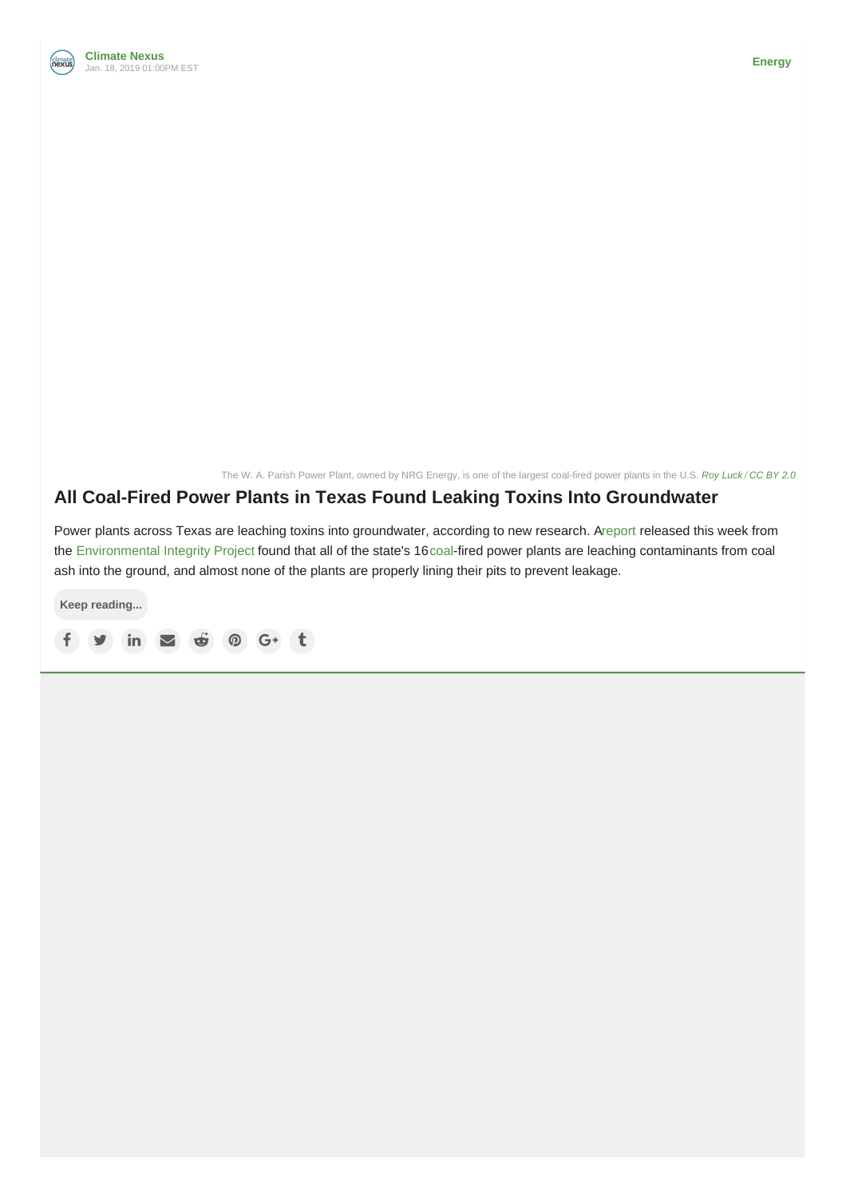Climate Nexus
Jan. 18, 2019 01:00PM EST

Energy

The W. A. Parish Power Plant, owned by NRG Energy, is one of the largest coal-fired power plants in the U.S. *Roy Luck / CC BY 2.0*

## All Coal-Fired Power Plants in Texas Found Leaking Toxins Into Groundwater

Power plants across Texas are leaching toxins into groundwater, according to new research. A report released this week from the Environmental Integrity Project found that all of the state's 16 coal-fired power plants are leaching contaminants from coal ash into the ground, and almost none of the plants are properly lining their pits to prevent leakage.

Keep reading...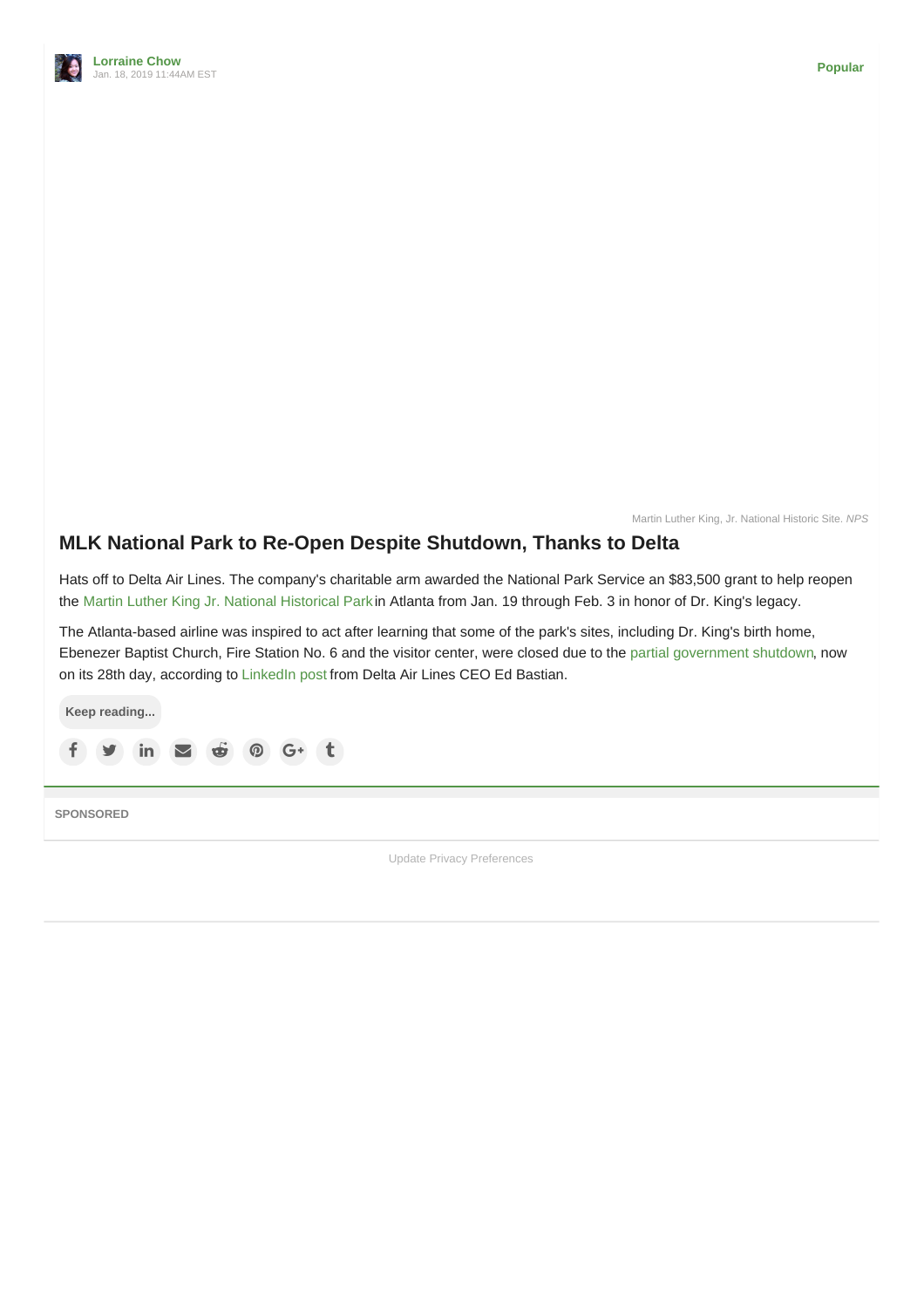Lorraine Chow
Jan. 18, 2019 11:44AM EST

Popular

Martin Luther King, Jr. National Historic Site. *NPS*

## MLK National Park to Re-Open Despite Shutdown, Thanks to Delta

Hats off to Delta Air Lines. The company's charitable arm awarded the National Park Service an $83,500 grant to help reopen the Martin Luther King Jr. National Historical Park in Atlanta from Jan. 19 through Feb. 3 in honor of Dr. King's legacy.

The Atlanta-based airline was inspired to act after learning that some of the park's sites, including Dr. King's birth home, Ebenezer Baptist Church, Fire Station No. 6 and the visitor center, were closed due to the partial government shutdown, now on its 28th day, according to LinkedIn post from Delta Air Lines CEO Ed Bastian.

Keep reading...

SPONSORED

Update Privacy Preferences